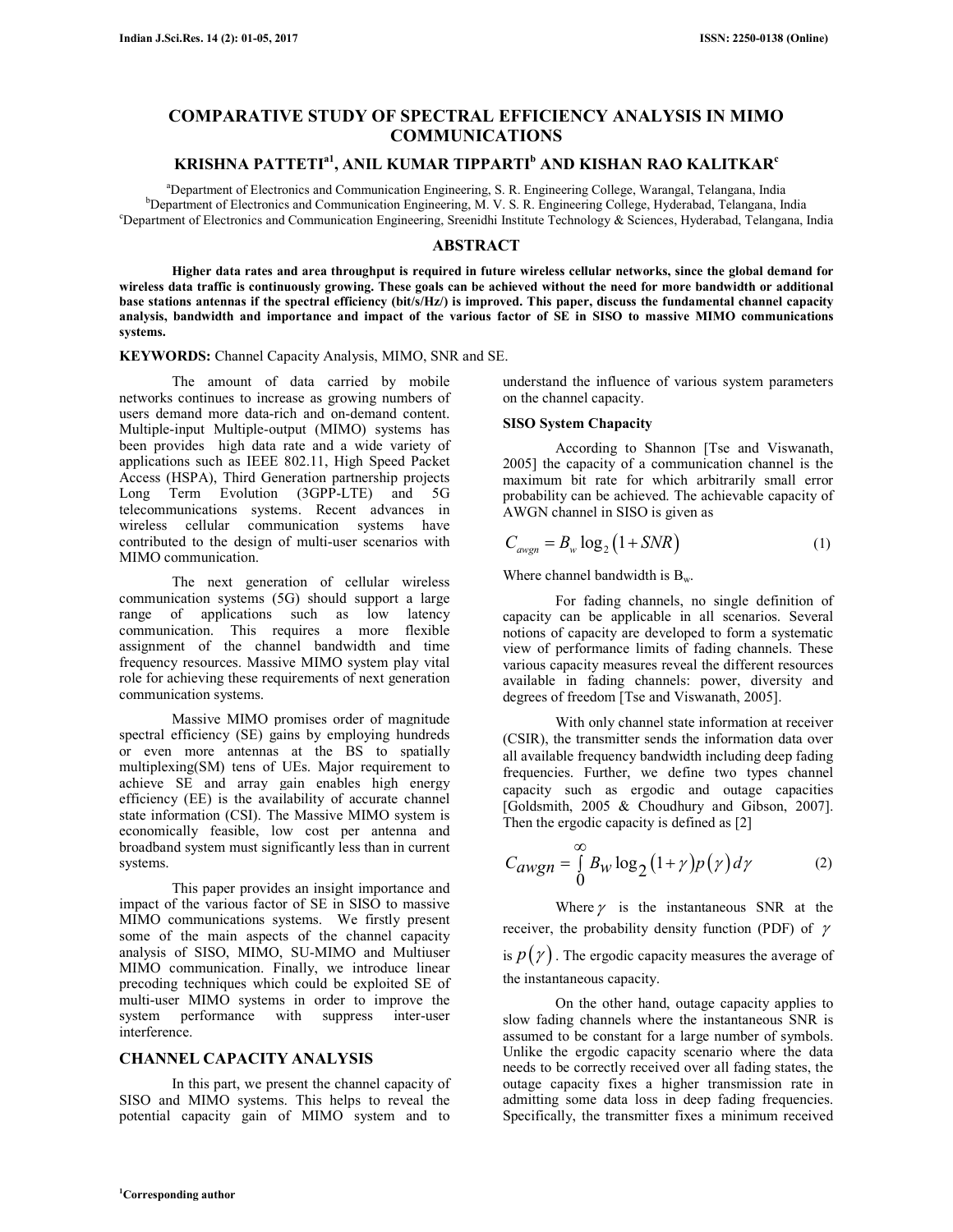# COMPARATIVE STUDY OF SPECTRAL EFFICIENCY ANALYSIS IN MIMO COMMUNICATIONS

**KRISHNA PATTETI[a1], ANIL KUMAR TIPPARTI[b] AND KISHAN RAO KALITKAR[c]**

[a]Department of Electronics and Communication Engineering, S. R. Engineering College, Warangal, Telangana, India
[b]Department of Electronics and Communication Engineering, M. V. S. R. Engineering College, Hyderabad, Telangana, India
[c]Department of Electronics and Communication Engineering, Sreenidhi Institute Technology & Sciences, Hyderabad, Telangana, India

## ABSTRACT

**Higher data rates and area throughput is required in future wireless cellular networks, since the global demand for wireless data traffic is continuously growing. These goals can be achieved without the need for more bandwidth or additional base stations antennas if the spectral efficiency (bit/s/Hz/) is improved. This paper, discuss the fundamental channel capacity analysis, bandwidth and importance and impact of the various factor of SE in SISO to massive MIMO communications systems.**

**KEYWORDS:** Channel Capacity Analysis, MIMO, SNR and SE.

The amount of data carried by mobile networks continues to increase as growing numbers of users demand more data-rich and on-demand content. Multiple-input Multiple-output (MIMO) systems has been provides high data rate and a wide variety of applications such as IEEE 802.11, High Speed Packet Access (HSPA), Third Generation partnership projects Long Term Evolution (3GPP-LTE) and 5G telecommunications systems. Recent advances in wireless cellular communication systems have contributed to the design of multi-user scenarios with MIMO communication.

The next generation of cellular wireless communication systems (5G) should support a large range of applications such as low latency communication. This requires a more flexible assignment of the channel bandwidth and time frequency resources. Massive MIMO system play vital role for achieving these requirements of next generation communication systems.

Massive MIMO promises order of magnitude spectral efficiency (SE) gains by employing hundreds or even more antennas at the BS to spatially multiplexing(SM) tens of UEs. Major requirement to achieve SE and array gain enables high energy efficiency (EE) is the availability of accurate channel state information (CSI). The Massive MIMO system is economically feasible, low cost per antenna and broadband system must significantly less than in current systems.

This paper provides an insight importance and impact of the various factor of SE in SISO to massive MIMO communications systems. We firstly present some of the main aspects of the channel capacity analysis of SISO, MIMO, SU-MIMO and Multiuser MIMO communication. Finally, we introduce linear precoding techniques which could be exploited SE of multi-user MIMO systems in order to improve the system performance with suppress inter-user interference.

## CHANNEL CAPACITY ANALYSIS

In this part, we present the channel capacity of SISO and MIMO systems. This helps to reveal the potential capacity gain of MIMO system and to understand the influence of various system parameters on the channel capacity.

### SISO System Chapacity

According to Shannon [Tse and Viswanath, 2005] the capacity of a communication channel is the maximum bit rate for which arbitrarily small error probability can be achieved. The achievable capacity of AWGN channel in SISO is given as

$$C_{awgn} = B_w \log_2\left(1 + SNR\right) \tag{1}$$

Where channel bandwidth is $B_w$.

For fading channels, no single definition of capacity can be applicable in all scenarios. Several notions of capacity are developed to form a systematic view of performance limits of fading channels. These various capacity measures reveal the different resources available in fading channels: power, diversity and degrees of freedom [Tse and Viswanath, 2005].

With only channel state information at receiver (CSIR), the transmitter sends the information data over all available frequency bandwidth including deep fading frequencies. Further, we define two types channel capacity such as ergodic and outage capacities [Goldsmith, 2005 & Choudhury and Gibson, 2007]. Then the ergodic capacity is defined as [2]

$$C_{awgn} = \int_0^{\infty} B_W \log_2\left(1+\gamma\right) p\left(\gamma\right) d\gamma \tag{2}$$

Where $\gamma$ is the instantaneous SNR at the receiver, the probability density function (PDF) of $\gamma$ is $p\left(\gamma\right)$. The ergodic capacity measures the average of the instantaneous capacity.

On the other hand, outage capacity applies to slow fading channels where the instantaneous SNR is assumed to be constant for a large number of symbols. Unlike the ergodic capacity scenario where the data needs to be correctly received over all fading states, the outage capacity fixes a higher transmission rate in admitting some data loss in deep fading frequencies. Specifically, the transmitter fixes a minimum received

[1]Corresponding author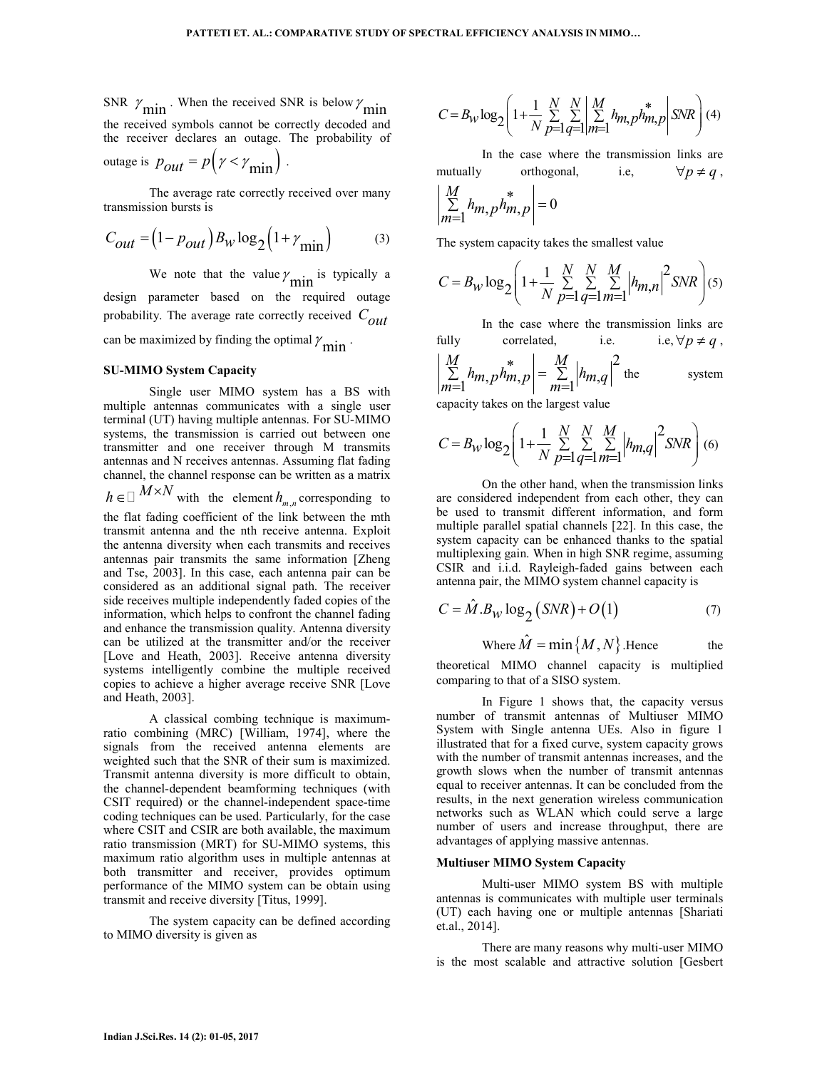SNR $\gamma_{\min}$. When the received SNR is below $\gamma_{\min}$ the received symbols cannot be correctly decoded and the receiver declares an outage. The probability of outage is $p_{out} = p\left(\gamma < \gamma_{\min}\right)$.

The average rate correctly received over many transmission bursts is

$$C_{out} = \left(1 - p_{out}\right) B_W \log_2\left(1 + \gamma_{\min}\right) \tag{3}$$

We note that the value $\gamma_{\min}$ is typically a design parameter based on the required outage probability. The average rate correctly received $C_{out}$ can be maximized by finding the optimal $\gamma_{\min}$.

**SU-MIMO System Capacity**

Single user MIMO system has a BS with multiple antennas communicates with a single user terminal (UT) having multiple antennas. For SU-MIMO systems, the transmission is carried out between one transmitter and one receiver through M transmits antennas and N receives antennas. Assuming flat fading channel, the channel response can be written as a matrix $h \in \mathbb{C}^{M \times N}$ with the element $h_{m,n}$ corresponding to the flat fading coefficient of the link between the mth transmit antenna and the nth receive antenna. Exploit the antenna diversity when each transmits and receives antennas pair transmits the same information [Zheng and Tse, 2003]. In this case, each antenna pair can be considered as an additional signal path. The receiver side receives multiple independently faded copies of the information, which helps to confront the channel fading and enhance the transmission quality. Antenna diversity can be utilized at the transmitter and/or the receiver [Love and Heath, 2003]. Receive antenna diversity systems intelligently combine the multiple received copies to achieve a higher average receive SNR [Love and Heath, 2003].

A classical combing technique is maximum-ratio combining (MRC) [William, 1974], where the signals from the received antenna elements are weighted such that the SNR of their sum is maximized. Transmit antenna diversity is more difficult to obtain, the channel-dependent beamforming techniques (with CSIT required) or the channel-independent space-time coding techniques can be used. Particularly, for the case where CSIT and CSIR are both available, the maximum ratio transmission (MRT) for SU-MIMO systems, this maximum ratio algorithm uses in multiple antennas at both transmitter and receiver, provides optimum performance of the MIMO system can be obtain using transmit and receive diversity [Titus, 1999].

The system capacity can be defined according to MIMO diversity is given as

$$C = B_W \log_2\left(1 + \frac{1}{N}\sum_{p=1}^{N}\sum_{q=1}^{N}\left|\sum_{m=1}^{M} h_{m,p} h_{m,p}^{*}\right| SNR\right) \tag{4}$$

In the case where the transmission links are mutually orthogonal, i.e, $\forall p \neq q$, $\left|\sum_{m=1}^{M} h_{m,p} h_{m,p}^{*}\right| = 0$

The system capacity takes the smallest value

$$C = B_W \log_2\left(1 + \frac{1}{N}\sum_{p=1}^{N}\sum_{q=1}^{N}\sum_{m=1}^{M}\left|h_{m,n}\right|^2 SNR\right) \tag{5}$$

In the case where the transmission links are fully correlated, i.e. i.e, $\forall p \neq q$, $\left|\sum_{m=1}^{M} h_{m,p} h_{m,p}^{*}\right| = \sum_{m=1}^{M}\left|h_{m,q}\right|^2$ the system capacity takes on the largest value

$$C = B_W \log_2\left(1 + \frac{1}{N}\sum_{p=1}^{N}\sum_{q=1}^{N}\sum_{m=1}^{M}\left|h_{m,q}\right|^2 SNR\right) \tag{6}$$

On the other hand, when the transmission links are considered independent from each other, they can be used to transmit different information, and form multiple parallel spatial channels [22]. In this case, the system capacity can be enhanced thanks to the spatial multiplexing gain. When in high SNR regime, assuming CSIR and i.i.d. Rayleigh-faded gains between each antenna pair, the MIMO system channel capacity is

$$C = \hat{M}.B_W \log_2\left(SNR\right) + O\left(1\right) \tag{7}$$

Where $\hat{M} = \min\left\{M, N\right\}$.Hence the theoretical MIMO channel capacity is multiplied comparing to that of a SISO system.

In Figure 1 shows that, the capacity versus number of transmit antennas of Multiuser MIMO System with Single antenna UEs. Also in figure 1 illustrated that for a fixed curve, system capacity grows with the number of transmit antennas increases, and the growth slows when the number of transmit antennas equal to receiver antennas. It can be concluded from the results, in the next generation wireless communication networks such as WLAN which could serve a large number of users and increase throughput, there are advantages of applying massive antennas.

**Multiuser MIMO System Capacity**

Multi-user MIMO system BS with multiple antennas is communicates with multiple user terminals (UT) each having one or multiple antennas [Shariati et.al., 2014].

There are many reasons why multi-user MIMO is the most scalable and attractive solution [Gesbert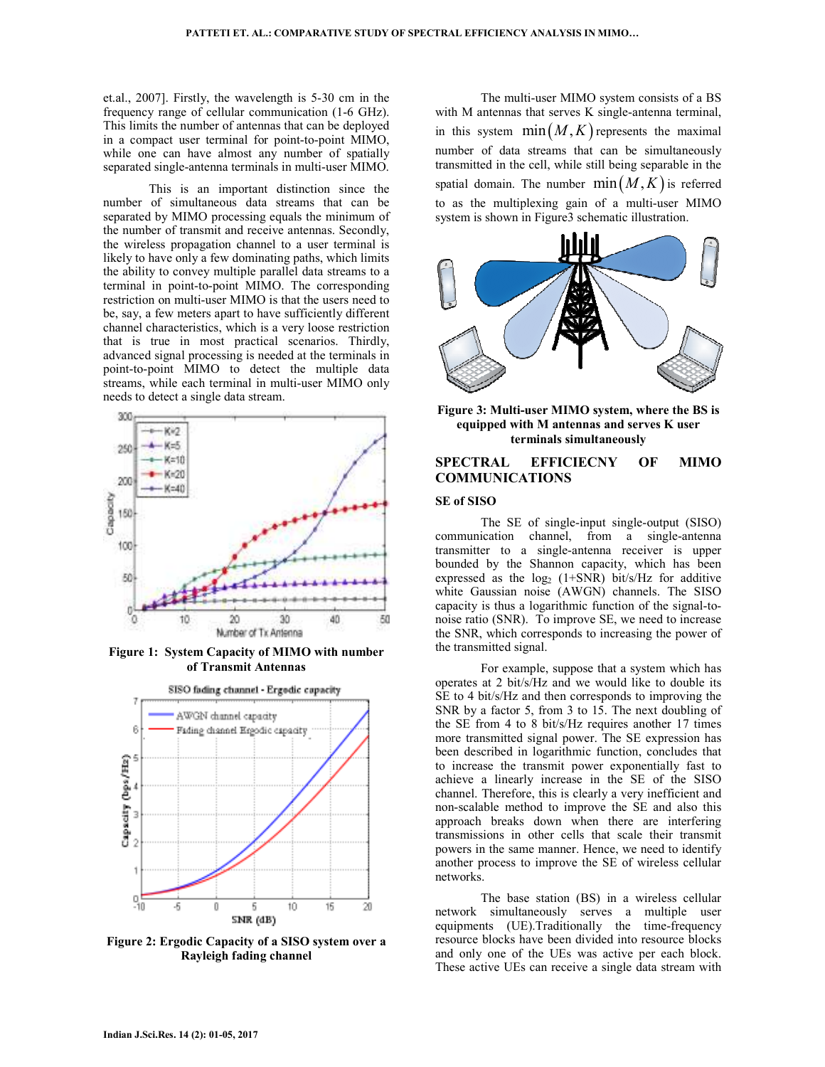et.al., 2007]. Firstly, the wavelength is 5-30 cm in the frequency range of cellular communication (1-6 GHz). This limits the number of antennas that can be deployed in a compact user terminal for point-to-point MIMO, while one can have almost any number of spatially separated single-antenna terminals in multi-user MIMO.

This is an important distinction since the number of simultaneous data streams that can be separated by MIMO processing equals the minimum of the number of transmit and receive antennas. Secondly, the wireless propagation channel to a user terminal is likely to have only a few dominating paths, which limits the ability to convey multiple parallel data streams to a terminal in point-to-point MIMO. The corresponding restriction on multi-user MIMO is that the users need to be, say, a few meters apart to have sufficiently different channel characteristics, which is a very loose restriction that is true in most practical scenarios. Thirdly, advanced signal processing is needed at the terminals in point-to-point MIMO to detect the multiple data streams, while each terminal in multi-user MIMO only needs to detect a single data stream.

**Figure 1: System Capacity of MIMO with number of Transmit Antennas**

**Figure 2: Ergodic Capacity of a SISO system over a Rayleigh fading channel**

The multi-user MIMO system consists of a BS with M antennas that serves K single-antenna terminal, in this system $\min(M,K)$ represents the maximal number of data streams that can be simultaneously transmitted in the cell, while still being separable in the spatial domain. The number $\min(M,K)$ is referred to as the multiplexing gain of a multi-user MIMO system is shown in Figure3 schematic illustration.

**Figure 3: Multi-user MIMO system, where the BS is equipped with M antennas and serves K user terminals simultaneously**

## SPECTRAL EFFICIECNY OF MIMO COMMUNICATIONS

### SE of SISO

The SE of single-input single-output (SISO) communication channel, from a single-antenna transmitter to a single-antenna receiver is upper bounded by the Shannon capacity, which has been expressed as the $\log_2$ (1+SNR) bit/s/Hz for additive white Gaussian noise (AWGN) channels. The SISO capacity is thus a logarithmic function of the signal-to-noise ratio (SNR). To improve SE, we need to increase the SNR, which corresponds to increasing the power of the transmitted signal.

For example, suppose that a system which has operates at 2 bit/s/Hz and we would like to double its SE to 4 bit/s/Hz and then corresponds to improving the SNR by a factor 5, from 3 to 15. The next doubling of the SE from 4 to 8 bit/s/Hz requires another 17 times more transmitted signal power. The SE expression has been described in logarithmic function, concludes that to increase the transmit power exponentially fast to achieve a linearly increase in the SE of the SISO channel. Therefore, this is clearly a very inefficient and non-scalable method to improve the SE and also this approach breaks down when there are interfering transmissions in other cells that scale their transmit powers in the same manner. Hence, we need to identify another process to improve the SE of wireless cellular networks.

The base station (BS) in a wireless cellular network simultaneously serves a multiple user equipments (UE).Traditionally the time-frequency resource blocks have been divided into resource blocks and only one of the UEs was active per each block. These active UEs can receive a single data stream with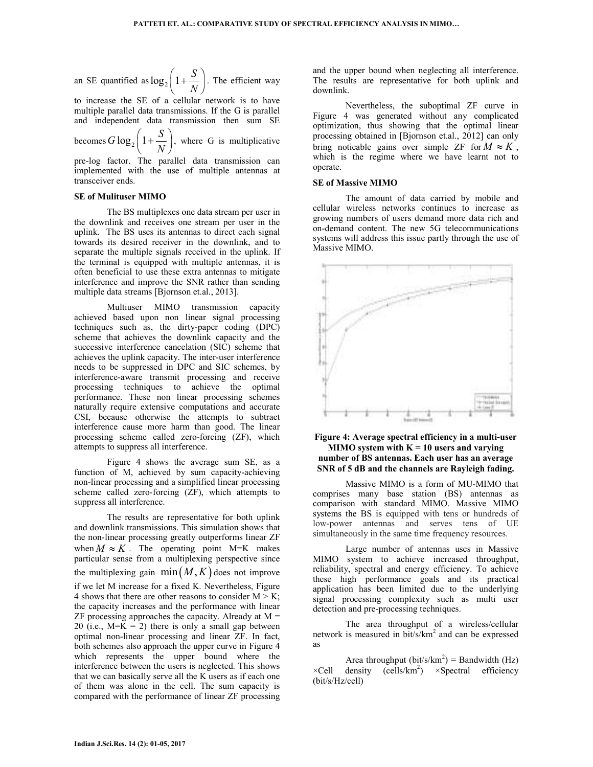an SE quantified as $\log_2\left(1+\frac{S}{N}\right)$. The efficient way to increase the SE of a cellular network is to have multiple parallel data transmissions. If the G is parallel and independent data transmission then sum SE becomes $G\log_2\left(1+\frac{S}{N}\right)$, where G is multiplicative pre-log factor. The parallel data transmission can implemented with the use of multiple antennas at transceiver ends.

**SE of Mulituser MIMO**

The BS multiplexes one data stream per user in the downlink and receives one stream per user in the uplink. The BS uses its antennas to direct each signal towards its desired receiver in the downlink, and to separate the multiple signals received in the uplink. If the terminal is equipped with multiple antennas, it is often beneficial to use these extra antennas to mitigate interference and improve the SNR rather than sending multiple data streams [Bjornson et.al., 2013].

Multiuser MIMO transmission capacity achieved based upon non linear signal processing techniques such as, the dirty-paper coding (DPC) scheme that achieves the downlink capacity and the successive interference cancelation (SIC) scheme that achieves the uplink capacity. The inter-user interference needs to be suppressed in DPC and SIC schemes, by interference-aware transmit processing and receive processing techniques to achieve the optimal performance. These non linear processing schemes naturally require extensive computations and accurate CSI, because otherwise the attempts to subtract interference cause more harm than good. The linear processing scheme called zero-forcing (ZF), which attempts to suppress all interference.

Figure 4 shows the average sum SE, as a function of M, achieved by sum capacity-achieving non-linear processing and a simplified linear processing scheme called zero-forcing (ZF), which attempts to suppress all interference.

The results are representative for both uplink and downlink transmissions. This simulation shows that the non-linear processing greatly outperforms linear ZF when $M \approx K$. The operating point M=K makes particular sense from a multiplexing perspective since the multiplexing gain $\min(M,K)$ does not improve if we let M increase for a fixed K. Nevertheless, Figure 4 shows that there are other reasons to consider M > K; the capacity increases and the performance with linear ZF processing approaches the capacity. Already at M = 20 (i.e., M=K = 2) there is only a small gap between optimal non-linear processing and linear ZF. In fact, both schemes also approach the upper curve in Figure 4 which represents the upper bound where the interference between the users is neglected. This shows that we can basically serve all the K users as if each one of them was alone in the cell. The sum capacity is compared with the performance of linear ZF processing and the upper bound when neglecting all interference. The results are representative for both uplink and downlink.

Nevertheless, the suboptimal ZF curve in Figure 4 was generated without any complicated optimization, thus showing that the optimal linear processing obtained in [Bjornson et.al., 2012] can only bring noticable gains over simple ZF for $M \approx K$, which is the regime where we have learnt not to operate.

**SE of Massive MIMO**

The amount of data carried by mobile and cellular wireless networks continues to increase as growing numbers of users demand more data rich and on-demand content. The new 5G telecommunications systems will address this issue partly through the use of Massive MIMO.

**Figure 4: Average spectral efficiency in a multi-user MIMO system with K = 10 users and varying number of BS antennas. Each user has an average SNR of 5 dB and the channels are Rayleigh fading.**

Massive MIMO is a form of MU-MIMO that comprises many base station (BS) antennas as comparison with standard MIMO. Massive MIMO systems the BS is equipped with tens or hundreds of low-power antennas and serves tens of UE simultaneously in the same time frequency resources.

Large number of antennas uses in Massive MIMO system to achieve increased throughput, reliability, spectral and energy efficiency. To achieve these high performance goals and its practical application has been limited due to the underlying signal processing complexity such as multi user detection and pre-processing techniques.

The area throughput of a wireless/cellular network is measured in bit/s/km$^2$ and can be expressed as

Area throughput (bit/s/km$^2$) = Bandwidth (Hz) ×Cell density (cells/km$^2$) ×Spectral efficiency (bit/s/Hz/cell)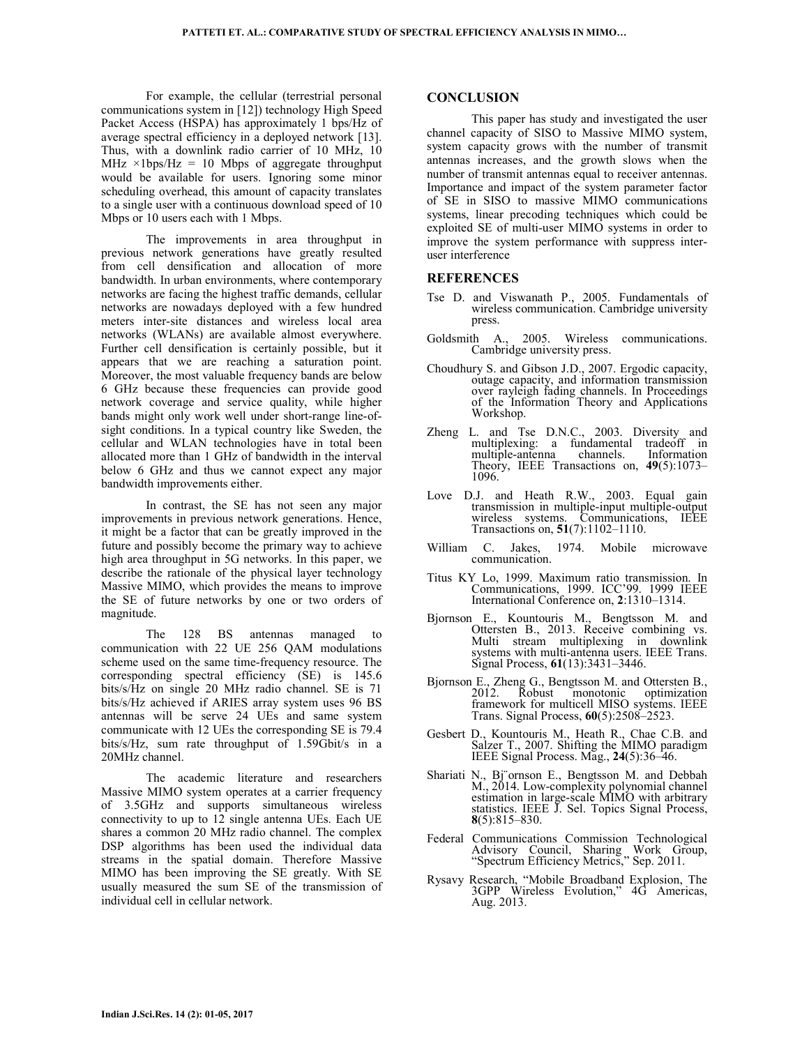For example, the cellular (terrestrial personal communications system in [12]) technology High Speed Packet Access (HSPA) has approximately 1 bps/Hz of average spectral efficiency in a deployed network [13]. Thus, with a downlink radio carrier of 10 MHz, 10 MHz ×1bps/Hz = 10 Mbps of aggregate throughput would be available for users. Ignoring some minor scheduling overhead, this amount of capacity translates to a single user with a continuous download speed of 10 Mbps or 10 users each with 1 Mbps.

The improvements in area throughput in previous network generations have greatly resulted from cell densification and allocation of more bandwidth. In urban environments, where contemporary networks are facing the highest traffic demands, cellular networks are nowadays deployed with a few hundred meters inter-site distances and wireless local area networks (WLANs) are available almost everywhere. Further cell densification is certainly possible, but it appears that we are reaching a saturation point. Moreover, the most valuable frequency bands are below 6 GHz because these frequencies can provide good network coverage and service quality, while higher bands might only work well under short-range line-of-sight conditions. In a typical country like Sweden, the cellular and WLAN technologies have in total been allocated more than 1 GHz of bandwidth in the interval below 6 GHz and thus we cannot expect any major bandwidth improvements either.

In contrast, the SE has not seen any major improvements in previous network generations. Hence, it might be a factor that can be greatly improved in the future and possibly become the primary way to achieve high area throughput in 5G networks. In this paper, we describe the rationale of the physical layer technology Massive MIMO, which provides the means to improve the SE of future networks by one or two orders of magnitude.

The 128 BS antennas managed to communication with 22 UE 256 QAM modulations scheme used on the same time-frequency resource. The corresponding spectral efficiency (SE) is 145.6 bits/s/Hz on single 20 MHz radio channel. SE is 71 bits/s/Hz achieved if ARIES array system uses 96 BS antennas will be serve 24 UEs and same system communicate with 12 UEs the corresponding SE is 79.4 bits/s/Hz, sum rate throughput of 1.59Gbit/s in a 20MHz channel.

The academic literature and researchers Massive MIMO system operates at a carrier frequency of 3.5GHz and supports simultaneous wireless connectivity to up to 12 single antenna UEs. Each UE shares a common 20 MHz radio channel. The complex DSP algorithms has been used the individual data streams in the spatial domain. Therefore Massive MIMO has been improving the SE greatly. With SE usually measured the sum SE of the transmission of individual cell in cellular network.

## CONCLUSION

This paper has study and investigated the user channel capacity of SISO to Massive MIMO system, system capacity grows with the number of transmit antennas increases, and the growth slows when the number of transmit antennas equal to receiver antennas. Importance and impact of the system parameter factor of SE in SISO to massive MIMO communications systems, linear precoding techniques which could be exploited SE of multi-user MIMO systems in order to improve the system performance with suppress inter-user interference

## REFERENCES

Tse D. and Viswanath P., 2005. Fundamentals of wireless communication. Cambridge university press.

Goldsmith A., 2005. Wireless communications. Cambridge university press.

Choudhury S. and Gibson J.D., 2007. Ergodic capacity, outage capacity, and information transmission over rayleigh fading channels. In Proceedings of the Information Theory and Applications Workshop.

Zheng L. and Tse D.N.C., 2003. Diversity and multiplexing: a fundamental tradeoff in multiple-antenna channels. Information Theory, IEEE Transactions on, **49**(5):1073–1096.

Love D.J. and Heath R.W., 2003. Equal gain transmission in multiple-input multiple-output wireless systems. Communications, IEEE Transactions on, **51**(7):1102–1110.

William C. Jakes, 1974. Mobile microwave communication.

Titus KY Lo, 1999. Maximum ratio transmission. In Communications, 1999. ICC'99. 1999 IEEE International Conference on, **2**:1310–1314.

Bjornson E., Kountouris M., Bengtsson M. and Ottersten B., 2013. Receive combining vs. Multi stream multiplexing in downlink systems with multi-antenna users. IEEE Trans. Signal Process, **61**(13):3431–3446.

Bjornson E., Zheng G., Bengtsson M. and Ottersten B., 2012. Robust monotonic optimization framework for multicell MISO systems. IEEE Trans. Signal Process, **60**(5):2508–2523.

Gesbert D., Kountouris M., Heath R., Chae C.B. and Salzer T., 2007. Shifting the MIMO paradigm IEEE Signal Process. Mag., **24**(5):36–46.

Shariati N., Bj¨ornson E., Bengtsson M. and Debbah M., 2014. Low-complexity polynomial channel estimation in large-scale MIMO with arbitrary statistics. IEEE J. Sel. Topics Signal Process, **8**(5):815–830.

Federal Communications Commission Technological Advisory Council, Sharing Work Group, "Spectrum Efficiency Metrics," Sep. 2011.

Rysavy Research, "Mobile Broadband Explosion, The 3GPP Wireless Evolution," 4G Americas, Aug. 2013.